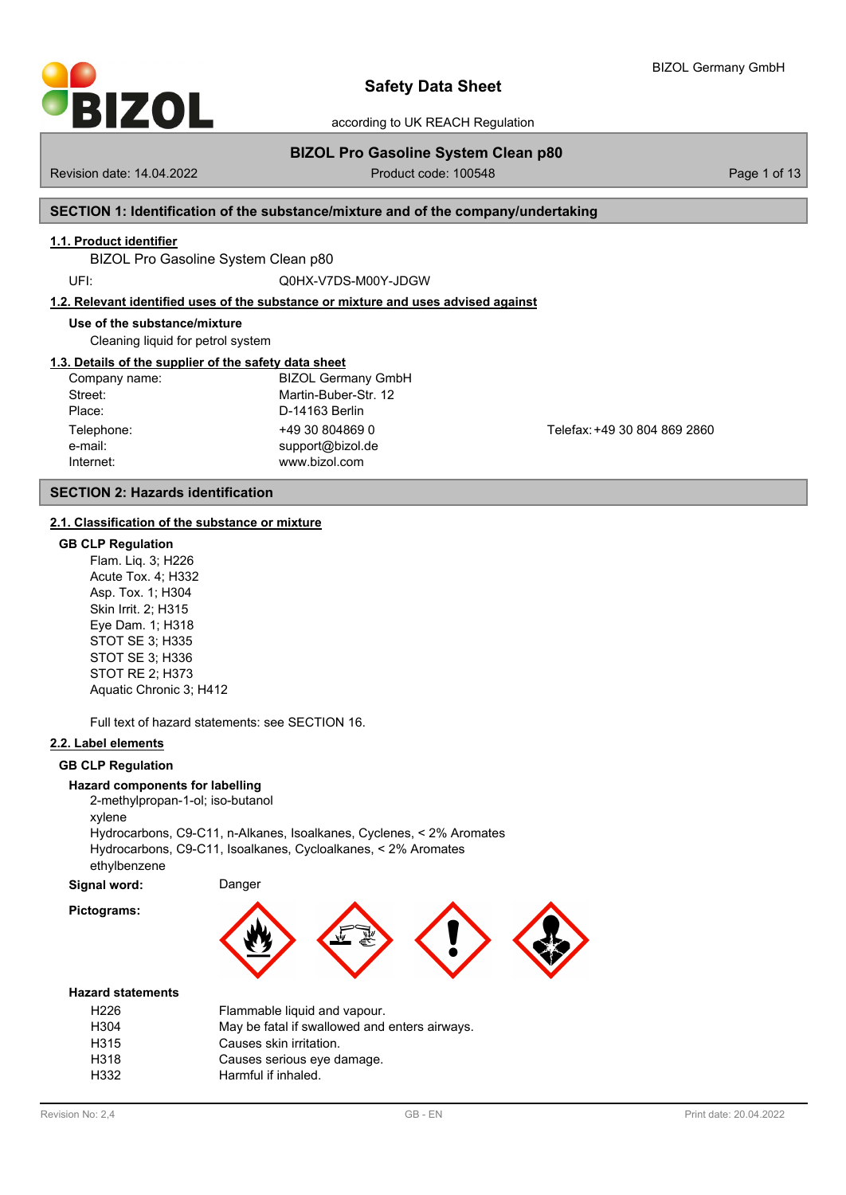# Safety Data Sheet

according to UK REACH Regulation

**BIZOL Pro Gasoline System Clean p80**

Revision date: 14.04.2022 | Product code: 100548

## SECTION 1: Identification of the substance/mixture and of the company/undertaking

### 1.1. Product identifier

BIZOL Pro Gasoline System Clean p80

UFI: Q0HX-V7DS-M00Y-JDGW

### 1.2. Relevant identified uses of the substance or mixture and uses advised against

**Use of the substance/mixture**

Cleaning liquid for petrol system

### 1.3. Details of the supplier of the safety data sheet

| | |
|---|---|
| Company name: | BIZOL Germany GmbH |
| Street: | Martin-Buber-Str. 12 |
| Place: | D-14163 Berlin |
| Telephone: | +49 30 804869 0 |
| Telefax: | +49 30 804 869 2860 |
| e-mail: | support@bizol.de |
| Internet: | www.bizol.com |

## SECTION 2: Hazards identification

### 2.1. Classification of the substance or mixture

**GB CLP Regulation**

Flam. Liq. 3; H226
Acute Tox. 4; H332
Asp. Tox. 1; H304
Skin Irrit. 2; H315
Eye Dam. 1; H318
STOT SE 3; H335
STOT SE 3; H336
STOT RE 2; H373
Aquatic Chronic 3; H412

Full text of hazard statements: see SECTION 16.

### 2.2. Label elements

**GB CLP Regulation**

**Hazard components for labelling**

2-methylpropan-1-ol; iso-butanol
xylene
Hydrocarbons, C9-C11, n-Alkanes, Isoalkanes, Cyclenes, < 2% Aromates
Hydrocarbons, C9-C11, Isoalkanes, Cycloalkanes, < 2% Aromates
ethylbenzene

**Signal word:** Danger

**Pictograms:**

**Hazard statements**

| | |
|---|---|
| H226 | Flammable liquid and vapour. |
| H304 | May be fatal if swallowed and enters airways. |
| H315 | Causes skin irritation. |
| H318 | Causes serious eye damage. |
| H332 | Harmful if inhaled. |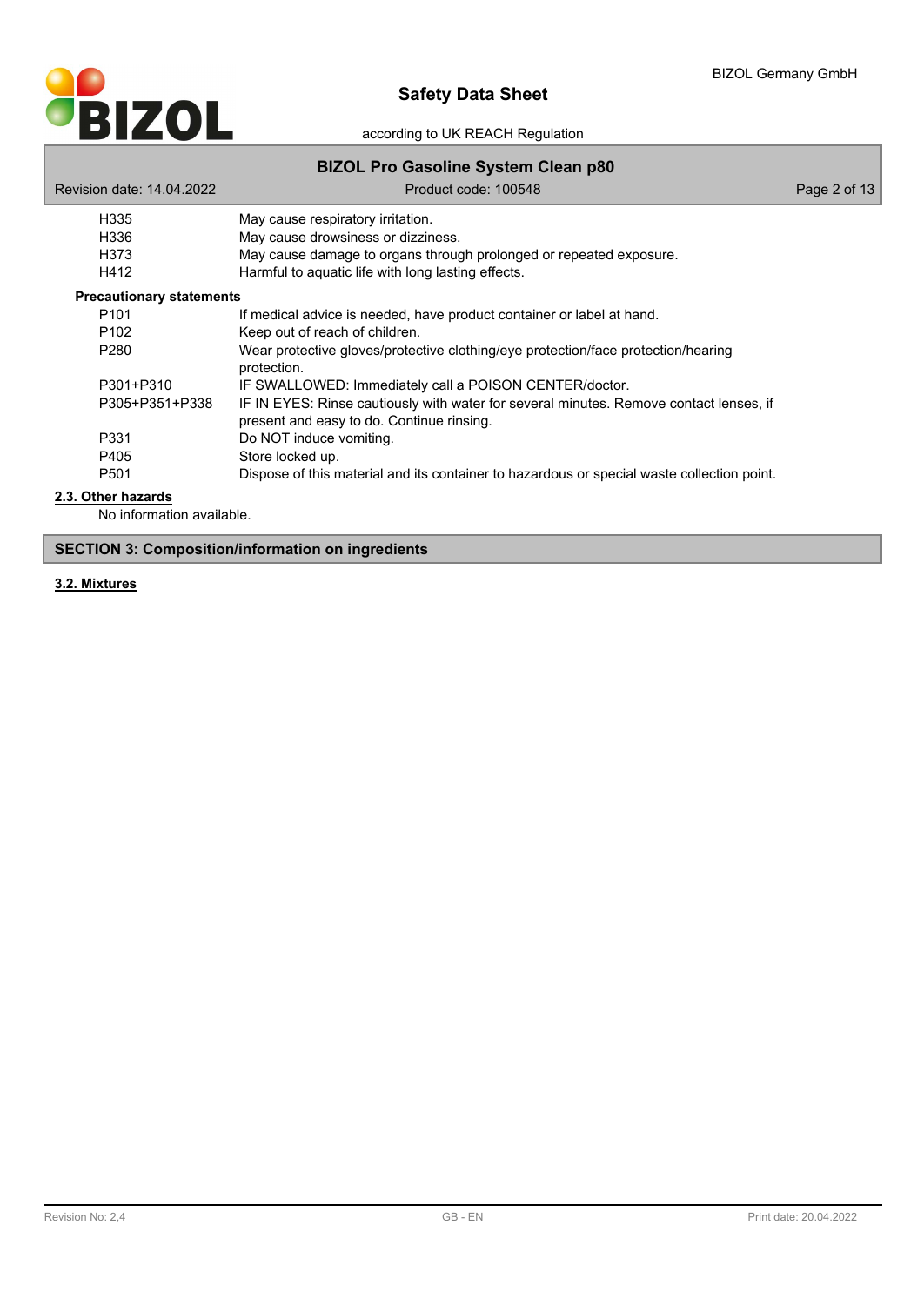| | |
|---|---|
| H335 | May cause respiratory irritation. |
| H336 | May cause drowsiness or dizziness. |
| H373 | May cause damage to organs through prolonged or repeated exposure. |
| H412 | Harmful to aquatic life with long lasting effects. |

**Precautionary statements**

| | |
|---|---|
| P101 | If medical advice is needed, have product container or label at hand. |
| P102 | Keep out of reach of children. |
| P280 | Wear protective gloves/protective clothing/eye protection/face protection/hearing protection. |
| P301+P310 | IF SWALLOWED: Immediately call a POISON CENTER/doctor. |
| P305+P351+P338 | IF IN EYES: Rinse cautiously with water for several minutes. Remove contact lenses, if present and easy to do. Continue rinsing. |
| P331 | Do NOT induce vomiting. |
| P405 | Store locked up. |
| P501 | Dispose of this material and its container to hazardous or special waste collection point. |

### 2.3. Other hazards

No information available.

## SECTION 3: Composition/information on ingredients

### 3.2. Mixtures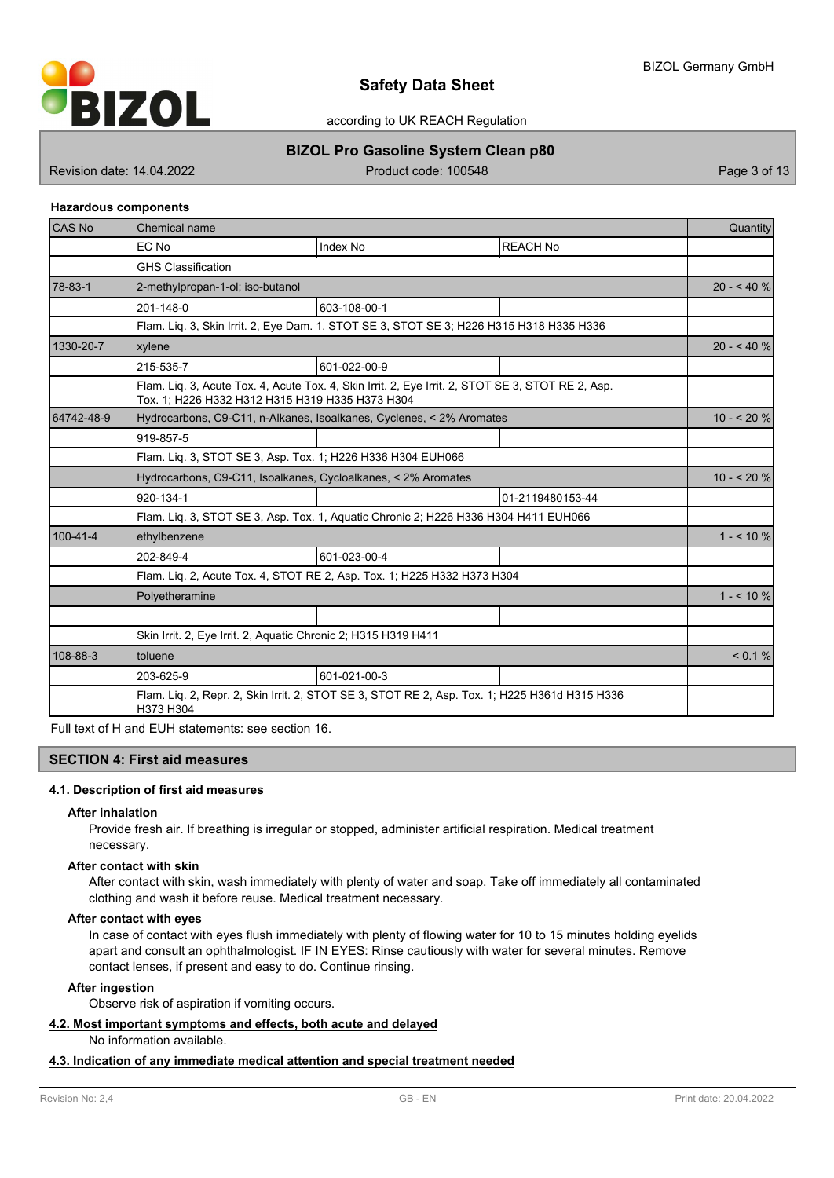**Hazardous components**

| CAS No | Chemical name | | | Quantity |
|---|---|---|---|---|
| | EC No | Index No | REACH No | |
| | GHS Classification | | | |
| 78-83-1 | 2-methylpropan-1-ol; iso-butanol | | | 20 - < 40 % |
| | 201-148-0 | 603-108-00-1 | | |
| | Flam. Liq. 3, Skin Irrit. 2, Eye Dam. 1, STOT SE 3, STOT SE 3; H226 H315 H318 H335 H336 | | | |
| 1330-20-7 | xylene | | | 20 - < 40 % |
| | 215-535-7 | 601-022-00-9 | | |
| | Flam. Liq. 3, Acute Tox. 4, Acute Tox. 4, Skin Irrit. 2, Eye Irrit. 2, STOT SE 3, STOT RE 2, Asp. Tox. 1; H226 H332 H312 H315 H319 H335 H373 H304 | | | |
| 64742-48-9 | Hydrocarbons, C9-C11, n-Alkanes, Isoalkanes, Cyclenes, < 2% Aromates | | | 10 - < 20 % |
| | 919-857-5 | | | |
| | Flam. Liq. 3, STOT SE 3, Asp. Tox. 1; H226 H336 H304 EUH066 | | | |
| | Hydrocarbons, C9-C11, Isoalkanes, Cycloalkanes, < 2% Aromates | | | 10 - < 20 % |
| | 920-134-1 | | 01-2119480153-44 | |
| | Flam. Liq. 3, STOT SE 3, Asp. Tox. 1, Aquatic Chronic 2; H226 H336 H304 H411 EUH066 | | | |
| 100-41-4 | ethylbenzene | | | 1 - < 10 % |
| | 202-849-4 | 601-023-00-4 | | |
| | Flam. Liq. 2, Acute Tox. 4, STOT RE 2, Asp. Tox. 1; H225 H332 H373 H304 | | | |
| | Polyetheramine | | | 1 - < 10 % |
| | | | | |
| | Skin Irrit. 2, Eye Irrit. 2, Aquatic Chronic 2; H315 H319 H411 | | | |
| 108-88-3 | toluene | | | < 0.1 % |
| | 203-625-9 | 601-021-00-3 | | |
| | Flam. Liq. 2, Repr. 2, Skin Irrit. 2, STOT SE 3, STOT RE 2, Asp. Tox. 1; H225 H361d H315 H336 H373 H304 | | | |

Full text of H and EUH statements: see section 16.

## SECTION 4: First aid measures

### 4.1. Description of first aid measures

**After inhalation**

Provide fresh air. If breathing is irregular or stopped, administer artificial respiration. Medical treatment necessary.

**After contact with skin**

After contact with skin, wash immediately with plenty of water and soap. Take off immediately all contaminated clothing and wash it before reuse. Medical treatment necessary.

**After contact with eyes**

In case of contact with eyes flush immediately with plenty of flowing water for 10 to 15 minutes holding eyelids apart and consult an ophthalmologist. IF IN EYES: Rinse cautiously with water for several minutes. Remove contact lenses, if present and easy to do. Continue rinsing.

**After ingestion**

Observe risk of aspiration if vomiting occurs.

### 4.2. Most important symptoms and effects, both acute and delayed

No information available.

### 4.3. Indication of any immediate medical attention and special treatment needed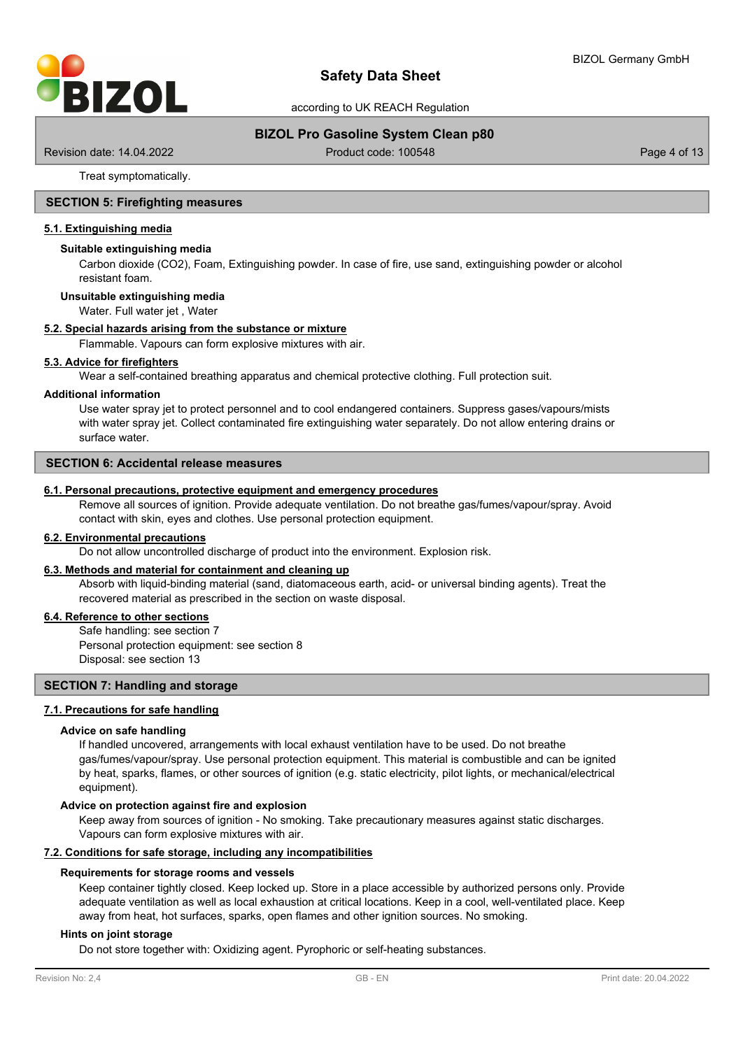Treat symptomatically.

## SECTION 5: Firefighting measures

### 5.1. Extinguishing media

**Suitable extinguishing media**

Carbon dioxide ($CO_2$), Foam, Extinguishing powder. In case of fire, use sand, extinguishing powder or alcohol resistant foam.

**Unsuitable extinguishing media**

Water. Full water jet , Water

### 5.2. Special hazards arising from the substance or mixture

Flammable. Vapours can form explosive mixtures with air.

### 5.3. Advice for firefighters

Wear a self-contained breathing apparatus and chemical protective clothing. Full protection suit.

**Additional information**

Use water spray jet to protect personnel and to cool endangered containers. Suppress gases/vapours/mists with water spray jet. Collect contaminated fire extinguishing water separately. Do not allow entering drains or surface water.

## SECTION 6: Accidental release measures

### 6.1. Personal precautions, protective equipment and emergency procedures

Remove all sources of ignition. Provide adequate ventilation. Do not breathe gas/fumes/vapour/spray. Avoid contact with skin, eyes and clothes. Use personal protection equipment.

### 6.2. Environmental precautions

Do not allow uncontrolled discharge of product into the environment. Explosion risk.

### 6.3. Methods and material for containment and cleaning up

Absorb with liquid-binding material (sand, diatomaceous earth, acid- or universal binding agents). Treat the recovered material as prescribed in the section on waste disposal.

### 6.4. Reference to other sections

Safe handling: see section 7
Personal protection equipment: see section 8
Disposal: see section 13

## SECTION 7: Handling and storage

### 7.1. Precautions for safe handling

**Advice on safe handling**

If handled uncovered, arrangements with local exhaust ventilation have to be used. Do not breathe gas/fumes/vapour/spray. Use personal protection equipment. This material is combustible and can be ignited by heat, sparks, flames, or other sources of ignition (e.g. static electricity, pilot lights, or mechanical/electrical equipment).

**Advice on protection against fire and explosion**

Keep away from sources of ignition - No smoking. Take precautionary measures against static discharges. Vapours can form explosive mixtures with air.

### 7.2. Conditions for safe storage, including any incompatibilities

**Requirements for storage rooms and vessels**

Keep container tightly closed. Keep locked up. Store in a place accessible by authorized persons only. Provide adequate ventilation as well as local exhaustion at critical locations. Keep in a cool, well-ventilated place. Keep away from heat, hot surfaces, sparks, open flames and other ignition sources. No smoking.

**Hints on joint storage**

Do not store together with: Oxidizing agent. Pyrophoric or self-heating substances.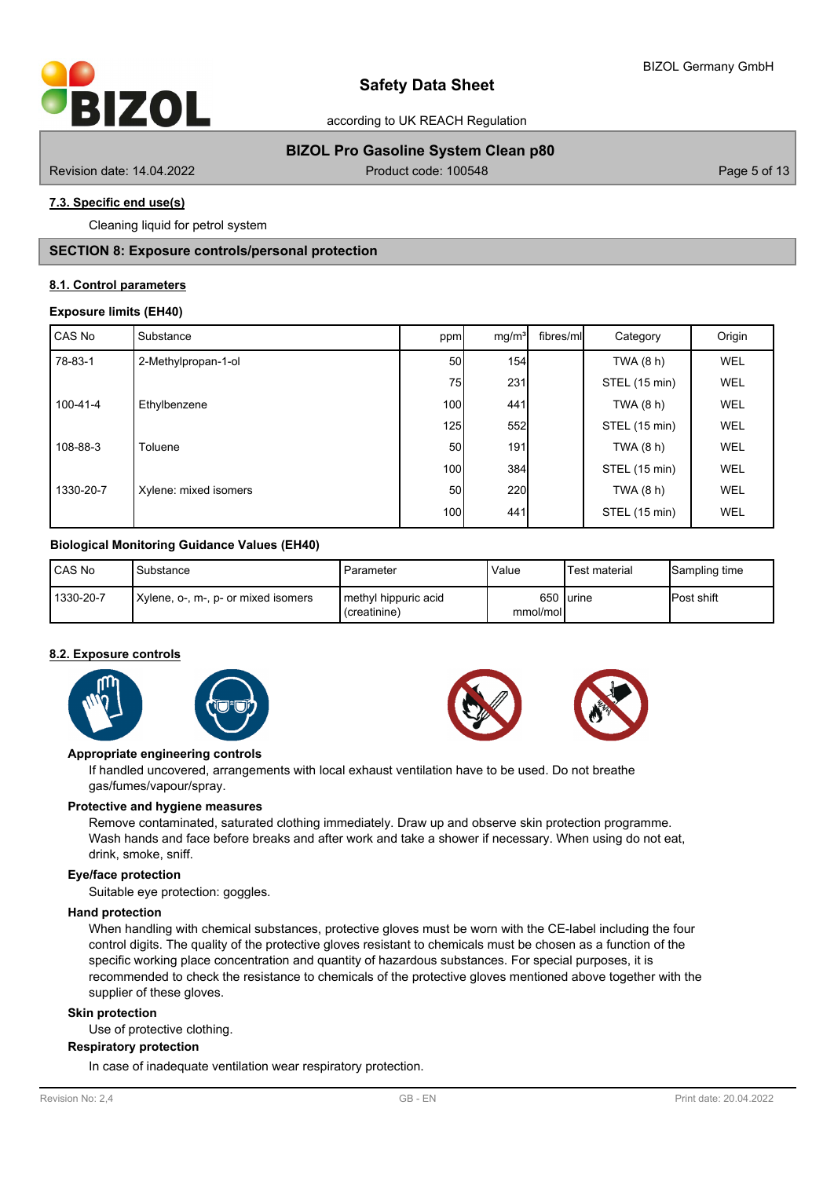## 7.3. Specific end use(s)

Cleaning liquid for petrol system

## SECTION 8: Exposure controls/personal protection

### 8.1. Control parameters

**Exposure limits (EH40)**

| CAS No | Substance | ppm | mg/m³ | fibres/ml | Category | Origin |
|---|---|---|---|---|---|---|
| 78-83-1 | 2-Methylpropan-1-ol | 50 | 154 | | TWA (8 h) | WEL |
| | | 75 | 231 | | STEL (15 min) | WEL |
| 100-41-4 | Ethylbenzene | 100 | 441 | | TWA (8 h) | WEL |
| | | 125 | 552 | | STEL (15 min) | WEL |
| 108-88-3 | Toluene | 50 | 191 | | TWA (8 h) | WEL |
| | | 100 | 384 | | STEL (15 min) | WEL |
| 1330-20-7 | Xylene: mixed isomers | 50 | 220 | | TWA (8 h) | WEL |
| | | 100 | 441 | | STEL (15 min) | WEL |

**Biological Monitoring Guidance Values (EH40)**

| CAS No | Substance | Parameter | Value | Test material | Sampling time |
|---|---|---|---|---|---|
| 1330-20-7 | Xylene, o-, m-, p- or mixed isomers | methyl hippuric acid (creatinine) | 650 mmol/mol | urine | Post shift |

### 8.2. Exposure controls

**Appropriate engineering controls**

If handled uncovered, arrangements with local exhaust ventilation have to be used. Do not breathe gas/fumes/vapour/spray.

**Protective and hygiene measures**

Remove contaminated, saturated clothing immediately. Draw up and observe skin protection programme. Wash hands and face before breaks and after work and take a shower if necessary. When using do not eat, drink, smoke, sniff.

**Eye/face protection**

Suitable eye protection: goggles.

**Hand protection**

When handling with chemical substances, protective gloves must be worn with the CE-label including the four control digits. The quality of the protective gloves resistant to chemicals must be chosen as a function of the specific working place concentration and quantity of hazardous substances. For special purposes, it is recommended to check the resistance to chemicals of the protective gloves mentioned above together with the supplier of these gloves.

**Skin protection**

Use of protective clothing.

**Respiratory protection**

In case of inadequate ventilation wear respiratory protection.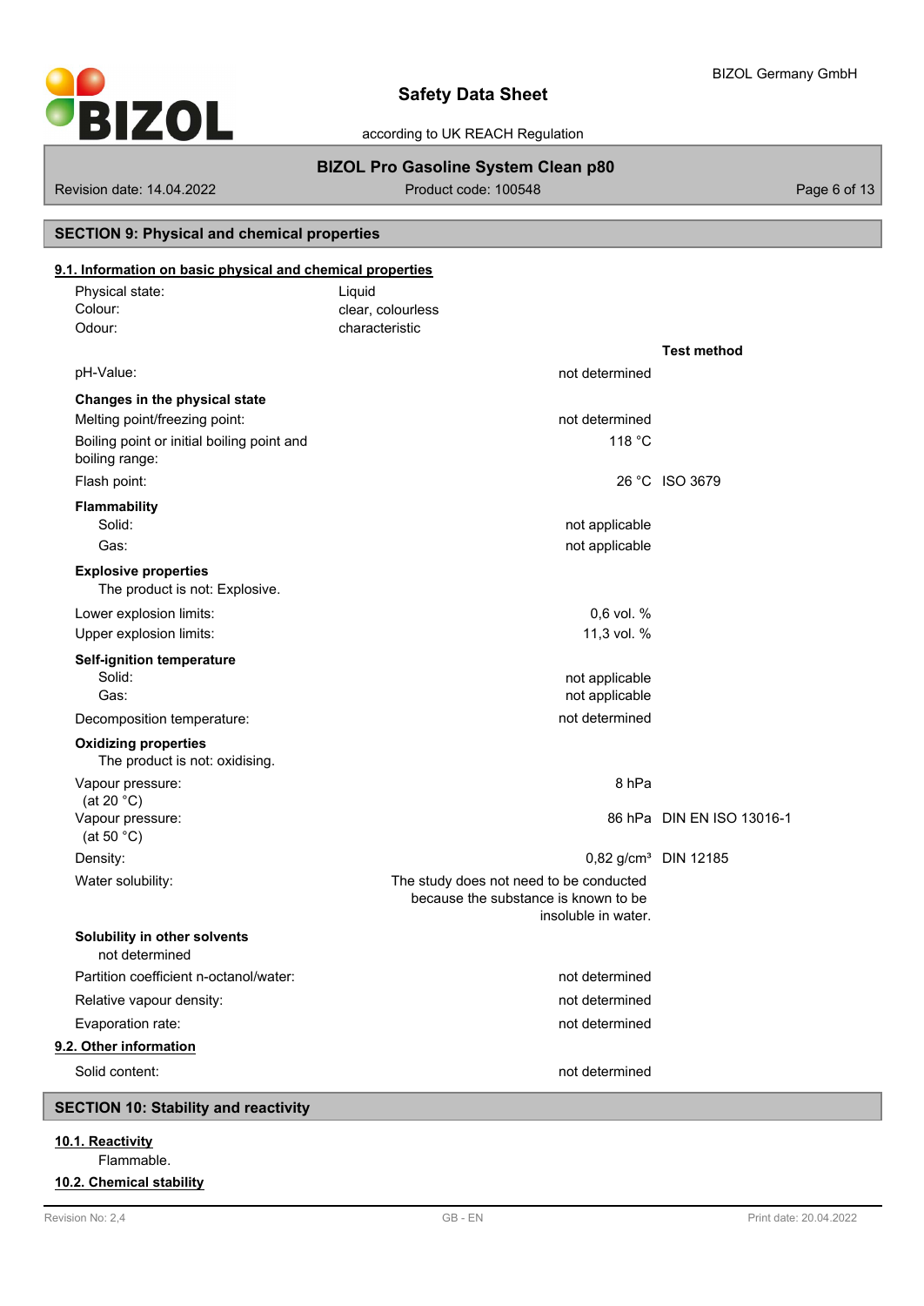## SECTION 9: Physical and chemical properties

### 9.1. Information on basic physical and chemical properties

| | | |
|---|---|---|
| Physical state: | Liquid | |
| Colour: | clear, colourless | |
| Odour: | characteristic | |
| | | **Test method** |
| pH-Value: | not determined | |
| **Changes in the physical state** | | |
| Melting point/freezing point: | not determined | |
| Boiling point or initial boiling point and boiling range: | 118 °C | |
| Flash point: | 26 °C | ISO 3679 |
| **Flammability** | | |
| Solid: | not applicable | |
| Gas: | not applicable | |
| **Explosive properties** | | |
| The product is not: Explosive. | | |
| Lower explosion limits: | 0,6 vol. % | |
| Upper explosion limits: | 11,3 vol. % | |
| **Self-ignition temperature** | | |
| Solid: | not applicable | |
| Gas: | not applicable | |
| Decomposition temperature: | not determined | |
| **Oxidizing properties** | | |
| The product is not: oxidising. | | |
| Vapour pressure: (at 20 °C) | 8 hPa | |
| Vapour pressure: (at 50 °C) | 86 hPa | DIN EN ISO 13016-1 |
| Density: | 0,82 g/cm³ | DIN 12185 |
| Water solubility: | The study does not need to be conducted because the substance is known to be insoluble in water. | |
| **Solubility in other solvents** | | |
| not determined | | |
| Partition coefficient n-octanol/water: | not determined | |
| Relative vapour density: | not determined | |
| Evaporation rate: | not determined | |

### 9.2. Other information

| | |
|---|---|
| Solid content: | not determined |

## SECTION 10: Stability and reactivity

### 10.1. Reactivity

Flammable.

### 10.2. Chemical stability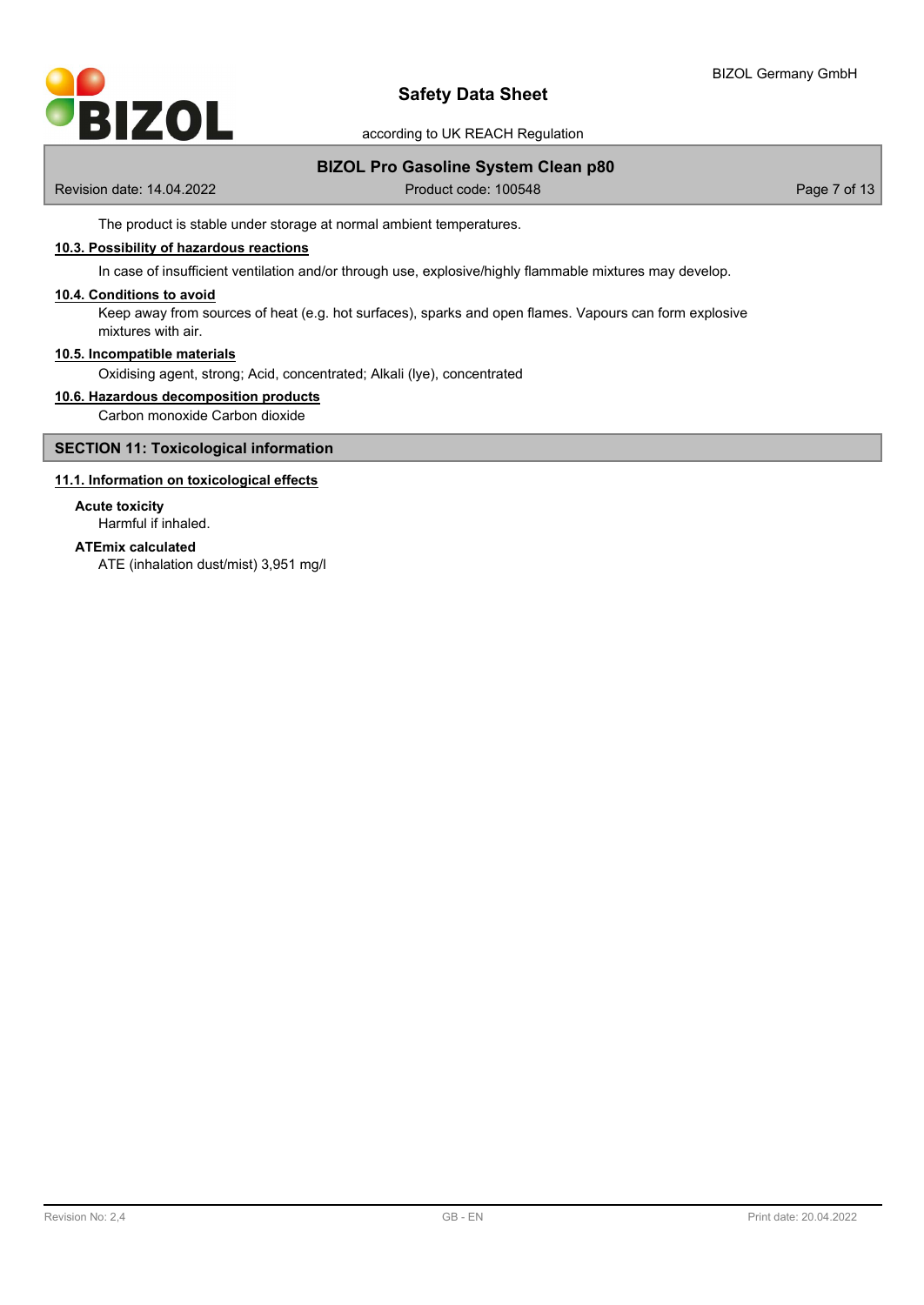The product is stable under storage at normal ambient temperatures.

### 10.3. Possibility of hazardous reactions

In case of insufficient ventilation and/or through use, explosive/highly flammable mixtures may develop.

### 10.4. Conditions to avoid

Keep away from sources of heat (e.g. hot surfaces), sparks and open flames. Vapours can form explosive mixtures with air.

### 10.5. Incompatible materials

Oxidising agent, strong; Acid, concentrated; Alkali (lye), concentrated

### 10.6. Hazardous decomposition products

Carbon monoxide Carbon dioxide

## SECTION 11: Toxicological information

### 11.1. Information on toxicological effects

**Acute toxicity**

Harmful if inhaled.

**ATEmix calculated**

ATE (inhalation dust/mist) 3,951 mg/l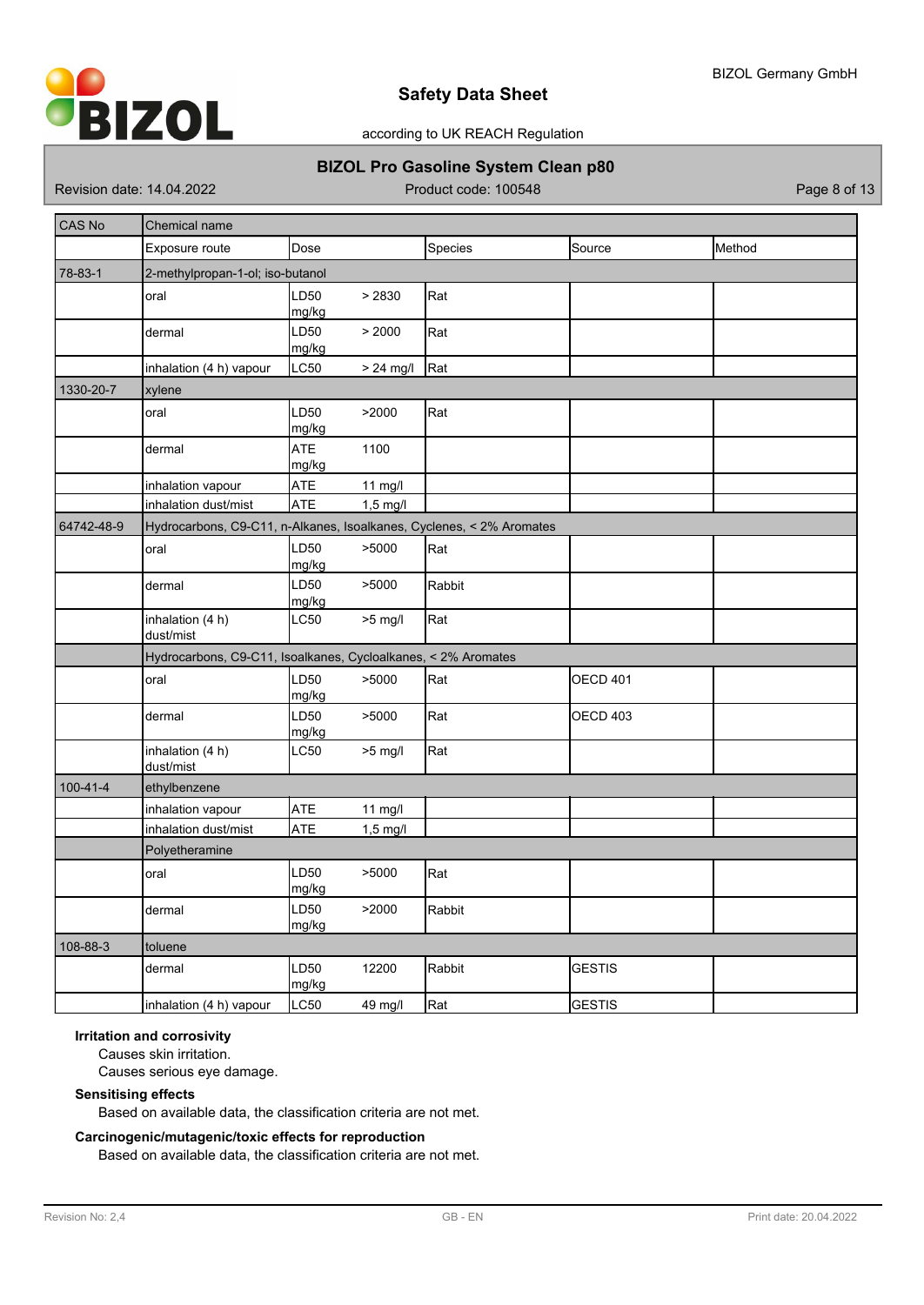| CAS No | Chemical name | | | | |
|---|---|---|---|---|---|
| | Exposure route | Dose | Species | Source | Method |
| 78-83-1 | 2-methylpropan-1-ol; iso-butanol | | | | |
| | oral | LD50 > 2830 mg/kg | Rat | | |
| | dermal | LD50 > 2000 mg/kg | Rat | | |
| | inhalation (4 h) vapour | LC50 > 24 mg/l | Rat | | |
| 1330-20-7 | xylene | | | | |
| | oral | LD50 >2000 mg/kg | Rat | | |
| | dermal | ATE 1100 mg/kg | | | |
| | inhalation vapour | ATE 11 mg/l | | | |
| | inhalation dust/mist | ATE 1,5 mg/l | | | |
| 64742-48-9 | Hydrocarbons, C9-C11, n-Alkanes, Isoalkanes, Cyclenes, < 2% Aromates | | | | |
| | oral | LD50 >5000 mg/kg | Rat | | |
| | dermal | LD50 >5000 mg/kg | Rabbit | | |
| | inhalation (4 h) dust/mist | LC50 >5 mg/l | Rat | | |
| | Hydrocarbons, C9-C11, Isoalkanes, Cycloalkanes, < 2% Aromates | | | | |
| | oral | LD50 >5000 mg/kg | Rat | OECD 401 | |
| | dermal | LD50 >5000 mg/kg | Rat | OECD 403 | |
| | inhalation (4 h) dust/mist | LC50 >5 mg/l | Rat | | |
| 100-41-4 | ethylbenzene | | | | |
| | inhalation vapour | ATE 11 mg/l | | | |
| | inhalation dust/mist | ATE 1,5 mg/l | | | |
| | Polyetheramine | | | | |
| | oral | LD50 >5000 mg/kg | Rat | | |
| | dermal | LD50 >2000 mg/kg | Rabbit | | |
| 108-88-3 | toluene | | | | |
| | dermal | LD50 12200 mg/kg | Rabbit | GESTIS | |
| | inhalation (4 h) vapour | LC50 49 mg/l | Rat | GESTIS | |

**Irritation and corrosivity**

Causes skin irritation.
Causes serious eye damage.

**Sensitising effects**

Based on available data, the classification criteria are not met.

**Carcinogenic/mutagenic/toxic effects for reproduction**

Based on available data, the classification criteria are not met.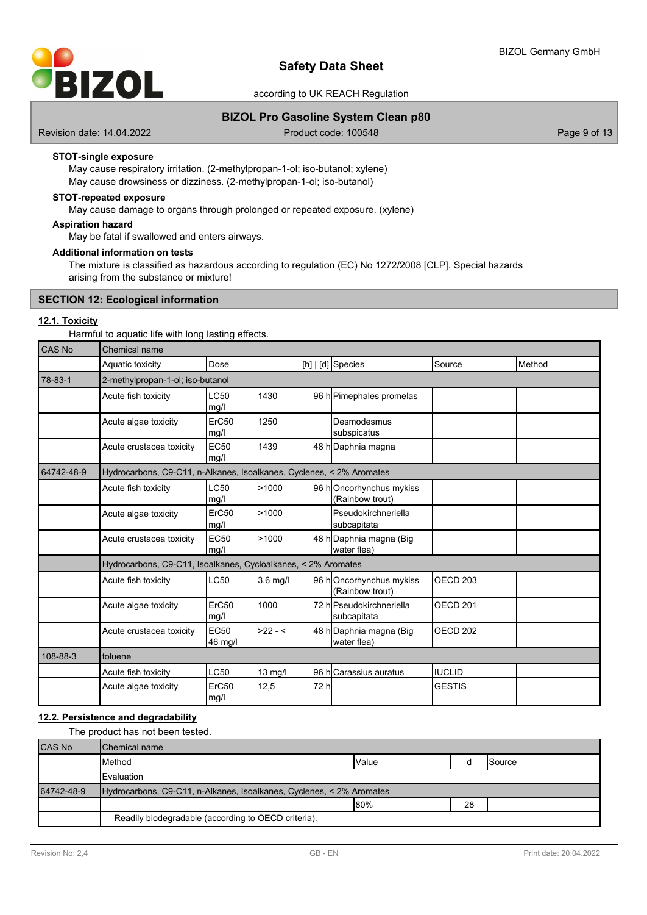**STOT-single exposure**

May cause respiratory irritation. (2-methylpropan-1-ol; iso-butanol; xylene)

May cause drowsiness or dizziness. (2-methylpropan-1-ol; iso-butanol)

**STOT-repeated exposure**

May cause damage to organs through prolonged or repeated exposure. (xylene)

**Aspiration hazard**

May be fatal if swallowed and enters airways.

**Additional information on tests**

The mixture is classified as hazardous according to regulation (EC) No 1272/2008 [CLP]. Special hazards arising from the substance or mixture!

## SECTION 12: Ecological information

### 12.1. Toxicity

Harmful to aquatic life with long lasting effects.

| CAS No | Chemical name | | | | | | |
|---|---|---|---|---|---|---|---|
| | Aquatic toxicity | Dose | | [h] \| [d] | Species | Source | Method |
| 78-83-1 | 2-methylpropan-1-ol; iso-butanol | | | | | | |
| | Acute fish toxicity | LC50 mg/l | 1430 | 96 h | Pimephales promelas | | |
| | Acute algae toxicity | ErC50 mg/l | 1250 | | Desmodesmus subspicatus | | |
| | Acute crustacea toxicity | EC50 mg/l | 1439 | 48 h | Daphnia magna | | |
| 64742-48-9 | Hydrocarbons, C9-C11, n-Alkanes, Isoalkanes, Cyclenes, < 2% Aromates | | | | | | |
| | Acute fish toxicity | LC50 mg/l | >1000 | 96 h | Oncorhynchus mykiss (Rainbow trout) | | |
| | Acute algae toxicity | ErC50 mg/l | >1000 | | Pseudokirchneriella subcapitata | | |
| | Acute crustacea toxicity | EC50 mg/l | >1000 | 48 h | Daphnia magna (Big water flea) | | |
| | Hydrocarbons, C9-C11, Isoalkanes, Cycloalkanes, < 2% Aromates | | | | | | |
| | Acute fish toxicity | LC50 | 3,6 mg/l | 96 h | Oncorhynchus mykiss (Rainbow trout) | OECD 203 | |
| | Acute algae toxicity | ErC50 mg/l | 1000 | 72 h | Pseudokirchneriella subcapitata | OECD 201 | |
| | Acute crustacea toxicity | EC50 46 mg/l | >22 - < | 48 h | Daphnia magna (Big water flea) | OECD 202 | |
| 108-88-3 | toluene | | | | | | |
| | Acute fish toxicity | LC50 | 13 mg/l | 96 h | Carassius auratus | IUCLID | |
| | Acute algae toxicity | ErC50 mg/l | 12,5 | 72 h | | GESTIS | |

### 12.2. Persistence and degradability

The product has not been tested.

| CAS No | Chemical name | | | |
|---|---|---|---|---|
| | Method | Value | d | Source |
| | Evaluation | | | |
| 64742-48-9 | Hydrocarbons, C9-C11, n-Alkanes, Isoalkanes, Cyclenes, < 2% Aromates | | | |
| | | 80% | 28 | |
| | Readily biodegradable (according to OECD criteria). | | | |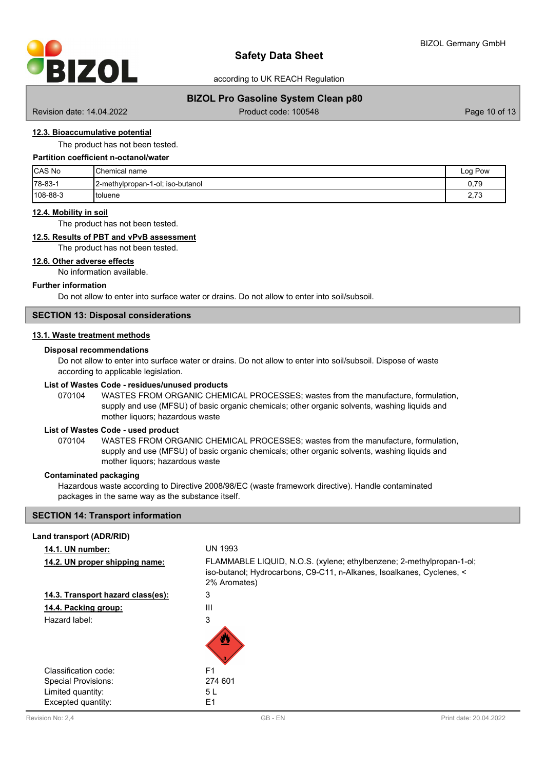### 12.3. Bioaccumulative potential

The product has not been tested.

**Partition coefficient n-octanol/water**

| CAS No | Chemical name | Log Pow |
|---|---|---|
| 78-83-1 | 2-methylpropan-1-ol; iso-butanol | 0,79 |
| 108-88-3 | toluene | 2,73 |

### 12.4. Mobility in soil

The product has not been tested.

### 12.5. Results of PBT and vPvB assessment

The product has not been tested.

### 12.6. Other adverse effects

No information available.

**Further information**

Do not allow to enter into surface water or drains. Do not allow to enter into soil/subsoil.

## SECTION 13: Disposal considerations

### 13.1. Waste treatment methods

**Disposal recommendations**

Do not allow to enter into surface water or drains. Do not allow to enter into soil/subsoil. Dispose of waste according to applicable legislation.

**List of Wastes Code - residues/unused products**

070104 WASTES FROM ORGANIC CHEMICAL PROCESSES; wastes from the manufacture, formulation, supply and use (MFSU) of basic organic chemicals; other organic solvents, washing liquids and mother liquors; hazardous waste

**List of Wastes Code - used product**

070104 WASTES FROM ORGANIC CHEMICAL PROCESSES; wastes from the manufacture, formulation, supply and use (MFSU) of basic organic chemicals; other organic solvents, washing liquids and mother liquors; hazardous waste

**Contaminated packaging**

Hazardous waste according to Directive 2008/98/EC (waste framework directive). Handle contaminated packages in the same way as the substance itself.

## SECTION 14: Transport information

**Land transport (ADR/RID)**

**14.1. UN number:** UN 1993

**14.2. UN proper shipping name:** FLAMMABLE LIQUID, N.O.S. (xylene; ethylbenzene; 2-methylpropan-1-ol; iso-butanol; Hydrocarbons, C9-C11, n-Alkanes, Isoalkanes, Cyclenes, < 2% Aromates)

**14.3. Transport hazard class(es):** 3

**14.4. Packing group:** III

Hazard label: 3

Classification code: F1

Special Provisions: 274 601

Limited quantity: 5 L

Excepted quantity: E1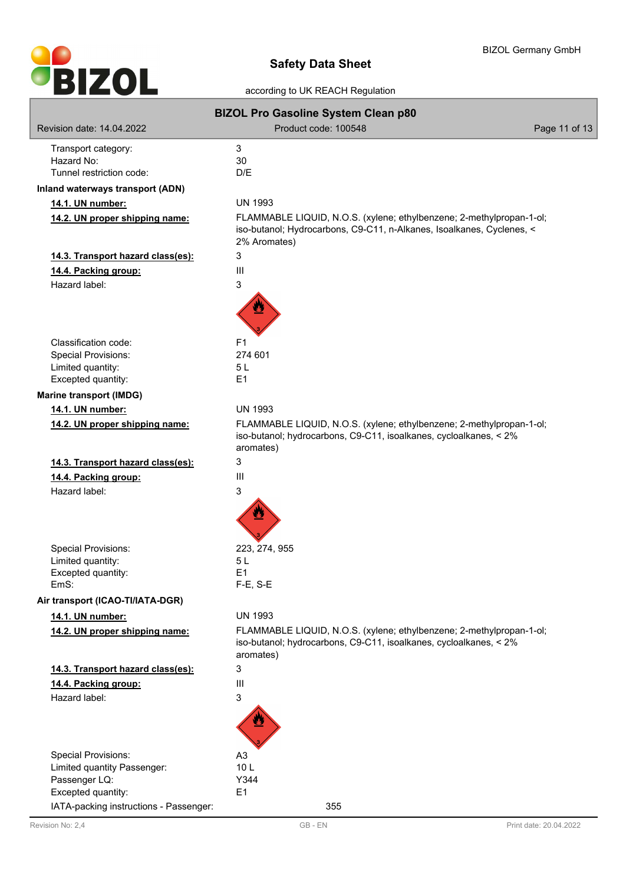| | |
|---|---|
| Transport category: | 3 |
| Hazard No: | 30 |
| Tunnel restriction code: | D/E |

**Inland waterways transport (ADN)**

| | |
|---|---|
| **14.1. UN number:** | UN 1993 |
| **14.2. UN proper shipping name:** | FLAMMABLE LIQUID, N.O.S. (xylene; ethylbenzene; 2-methylpropan-1-ol; iso-butanol; Hydrocarbons, C9-C11, n-Alkanes, Isoalkanes, Cyclenes, < 2% Aromates) |
| **14.3. Transport hazard class(es):** | 3 |
| **14.4. Packing group:** | III |
| Hazard label: | 3 |
| Classification code: | F1 |
| Special Provisions: | 274 601 |
| Limited quantity: | 5 L |
| Excepted quantity: | E1 |

**Marine transport (IMDG)**

| | |
|---|---|
| **14.1. UN number:** | UN 1993 |
| **14.2. UN proper shipping name:** | FLAMMABLE LIQUID, N.O.S. (xylene; ethylbenzene; 2-methylpropan-1-ol; iso-butanol; hydrocarbons, C9-C11, isoalkanes, cycloalkanes, < 2% aromates) |
| **14.3. Transport hazard class(es):** | 3 |
| **14.4. Packing group:** | III |
| Hazard label: | 3 |
| Special Provisions: | 223, 274, 955 |
| Limited quantity: | 5 L |
| Excepted quantity: | E1 |
| EmS: | F-E, S-E |

**Air transport (ICAO-TI/IATA-DGR)**

| | |
|---|---|
| **14.1. UN number:** | UN 1993 |
| **14.2. UN proper shipping name:** | FLAMMABLE LIQUID, N.O.S. (xylene; ethylbenzene; 2-methylpropan-1-ol; iso-butanol; hydrocarbons, C9-C11, isoalkanes, cycloalkanes, < 2% aromates) |
| **14.3. Transport hazard class(es):** | 3 |
| **14.4. Packing group:** | III |
| Hazard label: | 3 |
| Special Provisions: | A3 |
| Limited quantity Passenger: | 10 L |
| Passenger LQ: | Y344 |
| Excepted quantity: | E1 |
| IATA-packing instructions - Passenger: | 355 |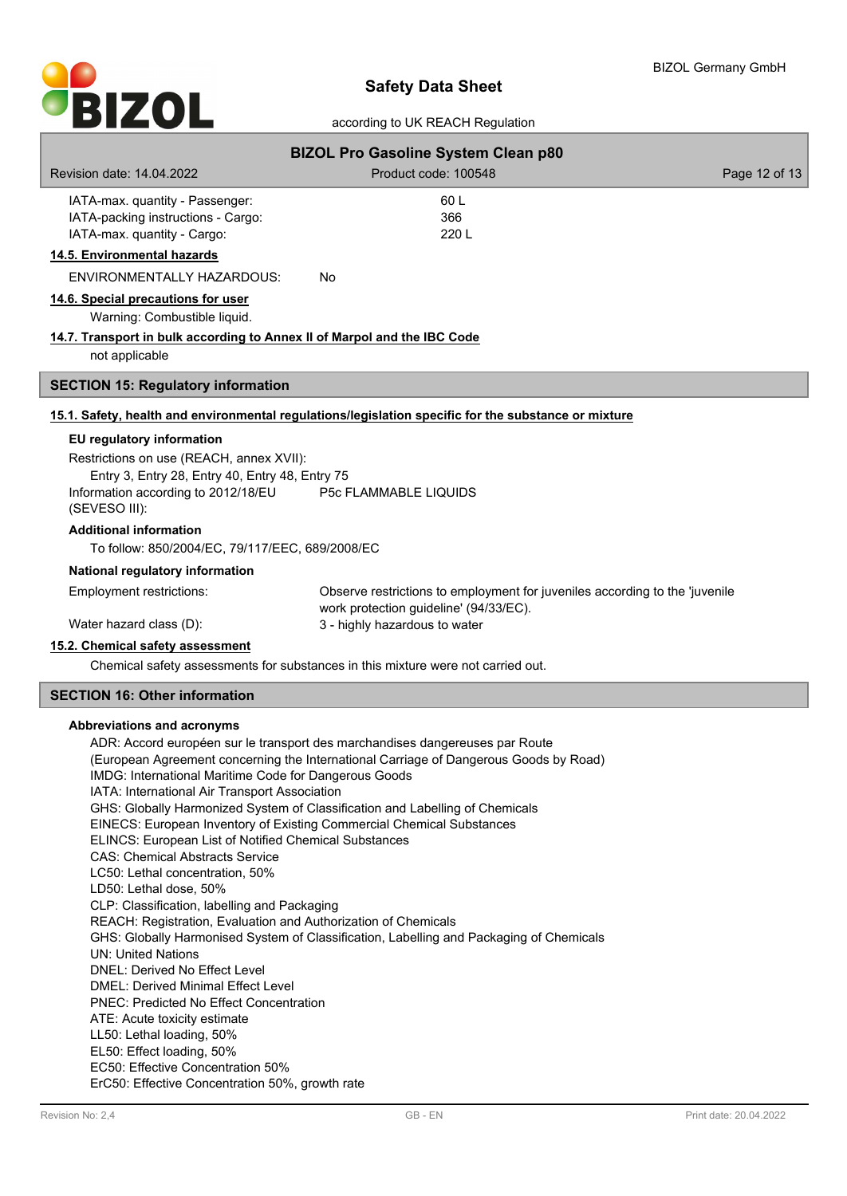| | |
|---|---|
| IATA-max. quantity - Passenger: | 60 L |
| IATA-packing instructions - Cargo: | 366 |
| IATA-max. quantity - Cargo: | 220 L |

### 14.5. Environmental hazards

ENVIRONMENTALLY HAZARDOUS: No

### 14.6. Special precautions for user

Warning: Combustible liquid.

### 14.7. Transport in bulk according to Annex II of Marpol and the IBC Code

not applicable

## SECTION 15: Regulatory information

### 15.1. Safety, health and environmental regulations/legislation specific for the substance or mixture

**EU regulatory information**

Restrictions on use (REACH, annex XVII):
Entry 3, Entry 28, Entry 40, Entry 48, Entry 75

Information according to 2012/18/EU (SEVESO III): P5c FLAMMABLE LIQUIDS

**Additional information**

To follow: 850/2004/EC, 79/117/EEC, 689/2008/EC

**National regulatory information**

| | |
|---|---|
| Employment restrictions: | Observe restrictions to employment for juveniles according to the 'juvenile work protection guideline' (94/33/EC). |
| Water hazard class (D): | 3 - highly hazardous to water |

### 15.2. Chemical safety assessment

Chemical safety assessments for substances in this mixture were not carried out.

## SECTION 16: Other information

**Abbreviations and acronyms**

ADR: Accord européen sur le transport des marchandises dangereuses par Route (European Agreement concerning the International Carriage of Dangerous Goods by Road)
IMDG: International Maritime Code for Dangerous Goods
IATA: International Air Transport Association
GHS: Globally Harmonized System of Classification and Labelling of Chemicals
EINECS: European Inventory of Existing Commercial Chemical Substances
ELINCS: European List of Notified Chemical Substances
CAS: Chemical Abstracts Service
LC50: Lethal concentration, 50%
LD50: Lethal dose, 50%
CLP: Classification, labelling and Packaging
REACH: Registration, Evaluation and Authorization of Chemicals
GHS: Globally Harmonised System of Classification, Labelling and Packaging of Chemicals
UN: United Nations
DNEL: Derived No Effect Level
DMEL: Derived Minimal Effect Level
PNEC: Predicted No Effect Concentration
ATE: Acute toxicity estimate
LL50: Lethal loading, 50%
EL50: Effect loading, 50%
EC50: Effective Concentration 50%
ErC50: Effective Concentration 50%, growth rate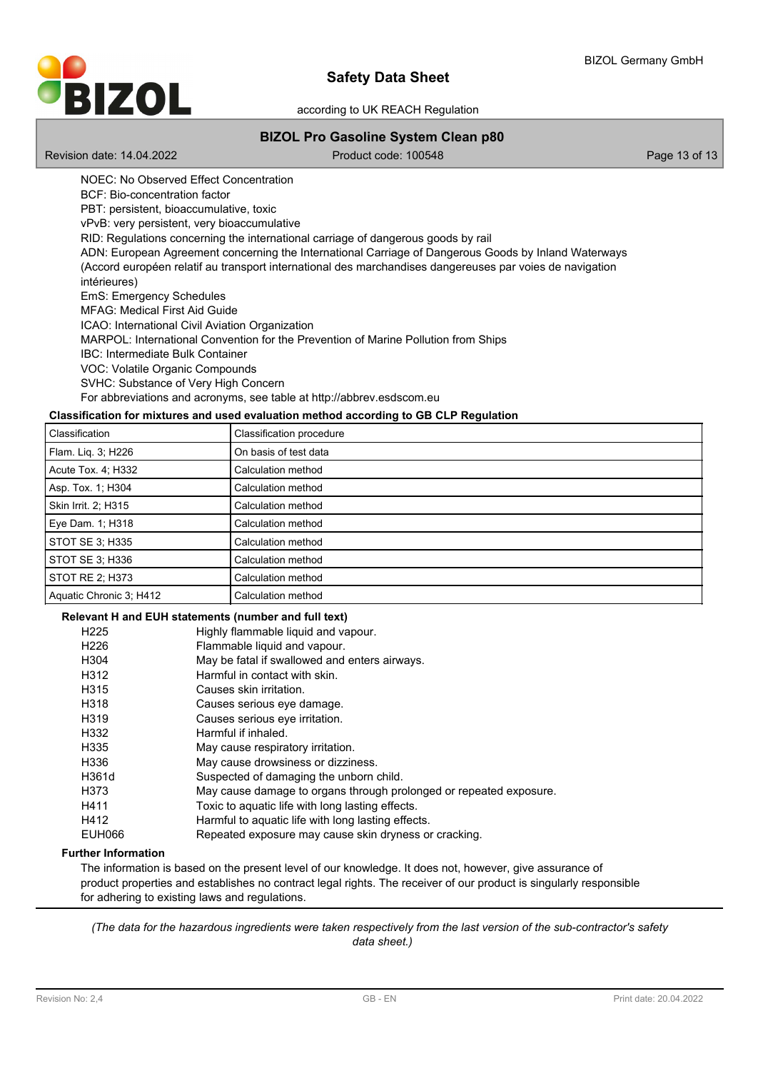NOEC: No Observed Effect Concentration
BCF: Bio-concentration factor
PBT: persistent, bioaccumulative, toxic
vPvB: very persistent, very bioaccumulative
RID: Regulations concerning the international carriage of dangerous goods by rail
ADN: European Agreement concerning the International Carriage of Dangerous Goods by Inland Waterways (Accord européen relatif au transport international des marchandises dangereuses par voies de navigation intérieures)
EmS: Emergency Schedules
MFAG: Medical First Aid Guide
ICAO: International Civil Aviation Organization
MARPOL: International Convention for the Prevention of Marine Pollution from Ships
IBC: Intermediate Bulk Container
VOC: Volatile Organic Compounds
SVHC: Substance of Very High Concern
For abbreviations and acronyms, see table at http://abbrev.esdscom.eu

**Classification for mixtures and used evaluation method according to GB CLP Regulation**

| Classification | Classification procedure |
|---|---|
| Flam. Liq. 3; H226 | On basis of test data |
| Acute Tox. 4; H332 | Calculation method |
| Asp. Tox. 1; H304 | Calculation method |
| Skin Irrit. 2; H315 | Calculation method |
| Eye Dam. 1; H318 | Calculation method |
| STOT SE 3; H335 | Calculation method |
| STOT SE 3; H336 | Calculation method |
| STOT RE 2; H373 | Calculation method |
| Aquatic Chronic 3; H412 | Calculation method |

**Relevant H and EUH statements (number and full text)**

| | |
|---|---|
| H225 | Highly flammable liquid and vapour. |
| H226 | Flammable liquid and vapour. |
| H304 | May be fatal if swallowed and enters airways. |
| H312 | Harmful in contact with skin. |
| H315 | Causes skin irritation. |
| H318 | Causes serious eye damage. |
| H319 | Causes serious eye irritation. |
| H332 | Harmful if inhaled. |
| H335 | May cause respiratory irritation. |
| H336 | May cause drowsiness or dizziness. |
| H361d | Suspected of damaging the unborn child. |
| H373 | May cause damage to organs through prolonged or repeated exposure. |
| H411 | Toxic to aquatic life with long lasting effects. |
| H412 | Harmful to aquatic life with long lasting effects. |
| EUH066 | Repeated exposure may cause skin dryness or cracking. |

**Further Information**

The information is based on the present level of our knowledge. It does not, however, give assurance of product properties and establishes no contract legal rights. The receiver of our product is singularly responsible for adhering to existing laws and regulations.

---

*(The data for the hazardous ingredients were taken respectively from the last version of the sub-contractor's safety data sheet.)*